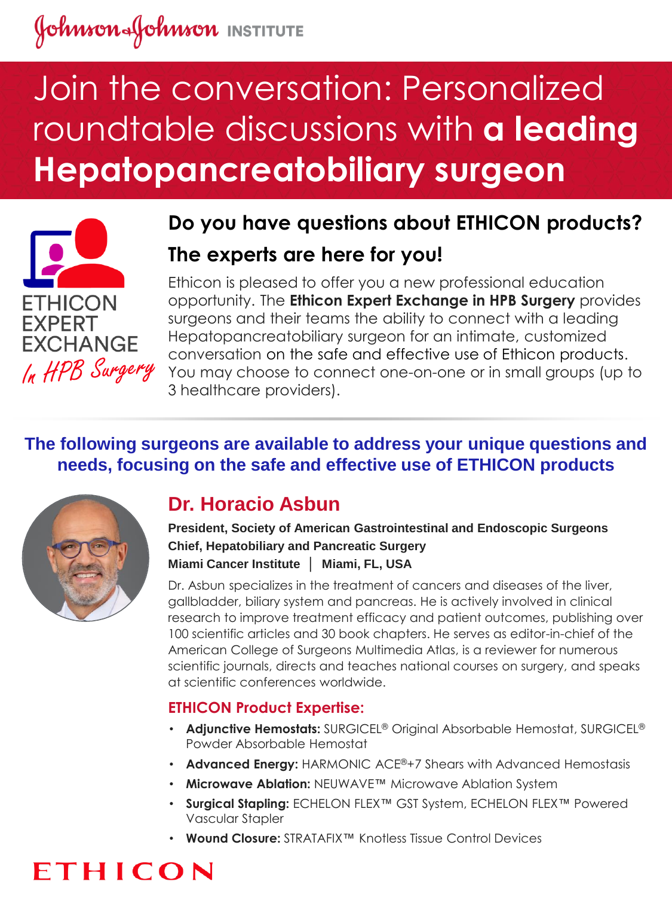Johnson & Johnson INSTITUTE

# Join the conversation: Personalized roundtable discussions with **a leading Hepatopancreatobiliary surgeon**

ETHICON EXPERT EXCHANGE
*In HPB Surgery*

## Do you have questions about ETHICON products?

## The experts are here for you!

Ethicon is pleased to offer you a new professional education opportunity. The **Ethicon Expert Exchange in HPB Surgery** provides surgeons and their teams the ability to connect with a leading Hepatopancreatobiliary surgeon for an intimate, customized conversation on the safe and effective use of Ethicon products. You may choose to connect one-on-one or in small groups (up to 3 healthcare providers).

**The following surgeons are available to address your unique questions and needs, focusing on the safe and effective use of ETHICON products**

## Dr. Horacio Asbun

**President, Society of American Gastrointestinal and Endoscopic Surgeons**
**Chief, Hepatobiliary and Pancreatic Surgery**
**Miami Cancer Institute │ Miami, FL, USA**

Dr. Asbun specializes in the treatment of cancers and diseases of the liver, gallbladder, biliary system and pancreas. He is actively involved in clinical research to improve treatment efficacy and patient outcomes, publishing over 100 scientific articles and 30 book chapters. He serves as editor-in-chief of the American College of Surgeons Multimedia Atlas, is a reviewer for numerous scientific journals, directs and teaches national courses on surgery, and speaks at scientific conferences worldwide.

### ETHICON Product Expertise:

- **Adjunctive Hemostats:** SURGICEL® Original Absorbable Hemostat, SURGICEL® Powder Absorbable Hemostat
- **Advanced Energy:** HARMONIC ACE®+7 Shears with Advanced Hemostasis
- **Microwave Ablation:** NEUWAVE™ Microwave Ablation System
- **Surgical Stapling:** ECHELON FLEX™ GST System, ECHELON FLEX™ Powered Vascular Stapler
- **Wound Closure:** STRATAFIX™ Knotless Tissue Control Devices

ETHICON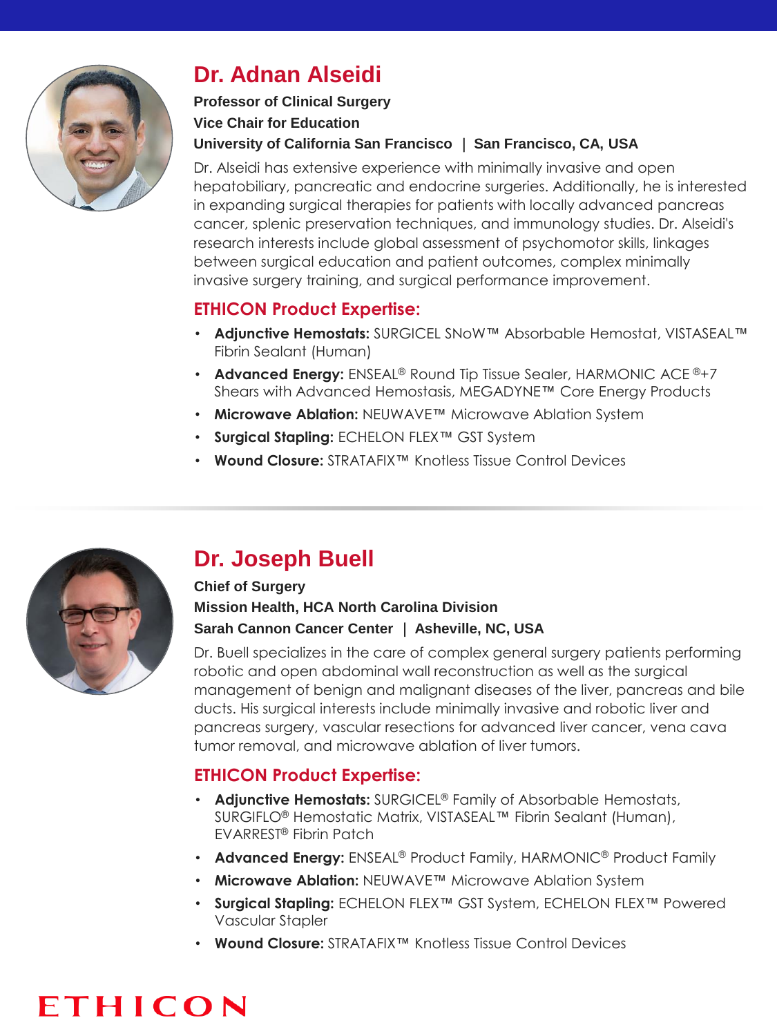## Dr. Adnan Alseidi

**Professor of Clinical Surgery**
**Vice Chair for Education**
**University of California San Francisco | San Francisco, CA, USA**

Dr. Alseidi has extensive experience with minimally invasive and open hepatobiliary, pancreatic and endocrine surgeries. Additionally, he is interested in expanding surgical therapies for patients with locally advanced pancreas cancer, splenic preservation techniques, and immunology studies. Dr. Alseidi's research interests include global assessment of psychomotor skills, linkages between surgical education and patient outcomes, complex minimally invasive surgery training, and surgical performance improvement.

### ETHICON Product Expertise:

- **Adjunctive Hemostats:** SURGICEL SNoW™ Absorbable Hemostat, VISTASEAL™ Fibrin Sealant (Human)
- **Advanced Energy:** ENSEAL® Round Tip Tissue Sealer, HARMONIC ACE®+7 Shears with Advanced Hemostasis, MEGADYNE™ Core Energy Products
- **Microwave Ablation:** NEUWAVE™ Microwave Ablation System
- **Surgical Stapling:** ECHELON FLEX™ GST System
- **Wound Closure:** STRATAFIX™ Knotless Tissue Control Devices

## Dr. Joseph Buell

**Chief of Surgery**
**Mission Health, HCA North Carolina Division**
**Sarah Cannon Cancer Center | Asheville, NC, USA**

Dr. Buell specializes in the care of complex general surgery patients performing robotic and open abdominal wall reconstruction as well as the surgical management of benign and malignant diseases of the liver, pancreas and bile ducts. His surgical interests include minimally invasive and robotic liver and pancreas surgery, vascular resections for advanced liver cancer, vena cava tumor removal, and microwave ablation of liver tumors.

### ETHICON Product Expertise:

- **Adjunctive Hemostats:** SURGICEL® Family of Absorbable Hemostats, SURGIFLO® Hemostatic Matrix, VISTASEAL™ Fibrin Sealant (Human), EVARREST® Fibrin Patch
- **Advanced Energy:** ENSEAL® Product Family, HARMONIC® Product Family
- **Microwave Ablation:** NEUWAVE™ Microwave Ablation System
- **Surgical Stapling:** ECHELON FLEX™ GST System, ECHELON FLEX™ Powered Vascular Stapler
- **Wound Closure:** STRATAFIX™ Knotless Tissue Control Devices

ETHICON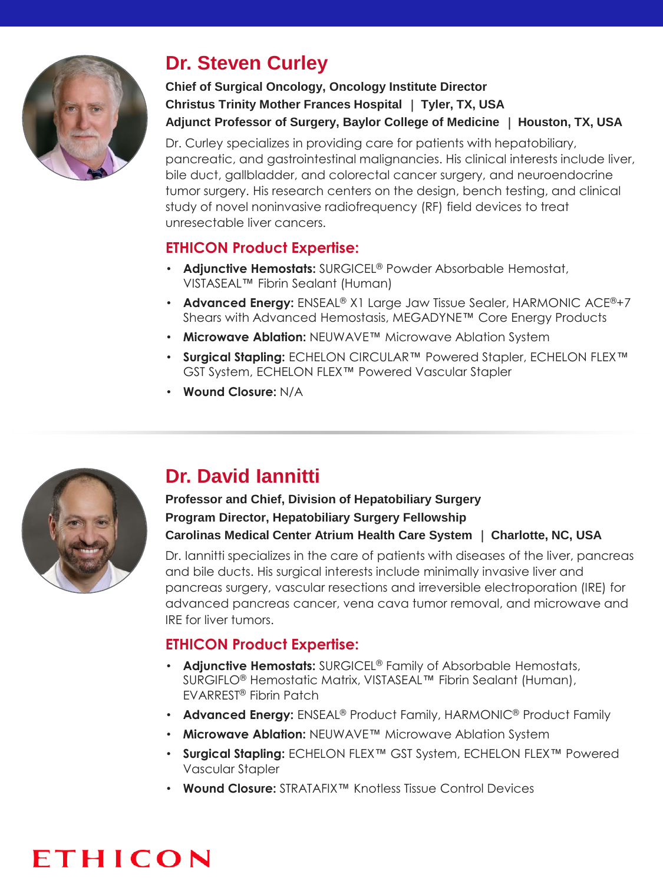## Dr. Steven Curley

**Chief of Surgical Oncology, Oncology Institute Director**
**Christus Trinity Mother Frances Hospital | Tyler, TX, USA**
**Adjunct Professor of Surgery, Baylor College of Medicine | Houston, TX, USA**

Dr. Curley specializes in providing care for patients with hepatobiliary, pancreatic, and gastrointestinal malignancies. His clinical interests include liver, bile duct, gallbladder, and colorectal cancer surgery, and neuroendocrine tumor surgery. His research centers on the design, bench testing, and clinical study of novel noninvasive radiofrequency (RF) field devices to treat unresectable liver cancers.

### ETHICON Product Expertise:

- **Adjunctive Hemostats:** SURGICEL® Powder Absorbable Hemostat, VISTASEAL™ Fibrin Sealant (Human)
- **Advanced Energy:** ENSEAL® X1 Large Jaw Tissue Sealer, HARMONIC ACE®+7 Shears with Advanced Hemostasis, MEGADYNE™ Core Energy Products
- **Microwave Ablation:** NEUWAVE™ Microwave Ablation System
- **Surgical Stapling:** ECHELON CIRCULAR™ Powered Stapler, ECHELON FLEX™ GST System, ECHELON FLEX™ Powered Vascular Stapler
- **Wound Closure:** N/A

## Dr. David Iannitti

**Professor and Chief, Division of Hepatobiliary Surgery**
**Program Director, Hepatobiliary Surgery Fellowship**
**Carolinas Medical Center Atrium Health Care System | Charlotte, NC, USA**

Dr. Iannitti specializes in the care of patients with diseases of the liver, pancreas and bile ducts. His surgical interests include minimally invasive liver and pancreas surgery, vascular resections and irreversible electroporation (IRE) for advanced pancreas cancer, vena cava tumor removal, and microwave and IRE for liver tumors.

### ETHICON Product Expertise:

- **Adjunctive Hemostats:** SURGICEL® Family of Absorbable Hemostats, SURGIFLO® Hemostatic Matrix, VISTASEAL™ Fibrin Sealant (Human), EVARREST® Fibrin Patch
- **Advanced Energy:** ENSEAL® Product Family, HARMONIC® Product Family
- **Microwave Ablation:** NEUWAVE™ Microwave Ablation System
- **Surgical Stapling:** ECHELON FLEX™ GST System, ECHELON FLEX™ Powered Vascular Stapler
- **Wound Closure:** STRATAFIX™ Knotless Tissue Control Devices

ETHICON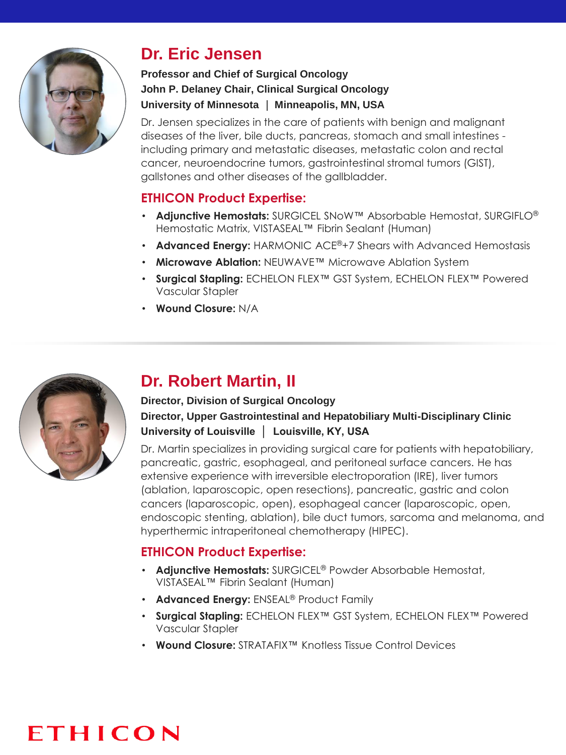## Dr. Eric Jensen

**Professor and Chief of Surgical Oncology**
**John P. Delaney Chair, Clinical Surgical Oncology**
**University of Minnesota | Minneapolis, MN, USA**

Dr. Jensen specializes in the care of patients with benign and malignant diseases of the liver, bile ducts, pancreas, stomach and small intestines - including primary and metastatic diseases, metastatic colon and rectal cancer, neuroendocrine tumors, gastrointestinal stromal tumors (GIST), gallstones and other diseases of the gallbladder.

### ETHICON Product Expertise:

- **Adjunctive Hemostats:** SURGICEL SNoW™ Absorbable Hemostat, SURGIFLO® Hemostatic Matrix, VISTASEAL™ Fibrin Sealant (Human)
- **Advanced Energy:** HARMONIC ACE®+7 Shears with Advanced Hemostasis
- **Microwave Ablation:** NEUWAVE™ Microwave Ablation System
- **Surgical Stapling:** ECHELON FLEX™ GST System, ECHELON FLEX™ Powered Vascular Stapler
- **Wound Closure:** N/A

## Dr. Robert Martin, II

**Director, Division of Surgical Oncology**
**Director, Upper Gastrointestinal and Hepatobiliary Multi-Disciplinary Clinic**
**University of Louisville | Louisville, KY, USA**

Dr. Martin specializes in providing surgical care for patients with hepatobiliary, pancreatic, gastric, esophageal, and peritoneal surface cancers. He has extensive experience with irreversible electroporation (IRE), liver tumors (ablation, laparoscopic, open resections), pancreatic, gastric and colon cancers (laparoscopic, open), esophageal cancer (laparoscopic, open, endoscopic stenting, ablation), bile duct tumors, sarcoma and melanoma, and hyperthermic intraperitoneal chemotherapy (HIPEC).

### ETHICON Product Expertise:

- **Adjunctive Hemostats:** SURGICEL® Powder Absorbable Hemostat, VISTASEAL™ Fibrin Sealant (Human)
- **Advanced Energy:** ENSEAL® Product Family
- **Surgical Stapling:** ECHELON FLEX™ GST System, ECHELON FLEX™ Powered Vascular Stapler
- **Wound Closure:** STRATAFIX™ Knotless Tissue Control Devices

ETHICON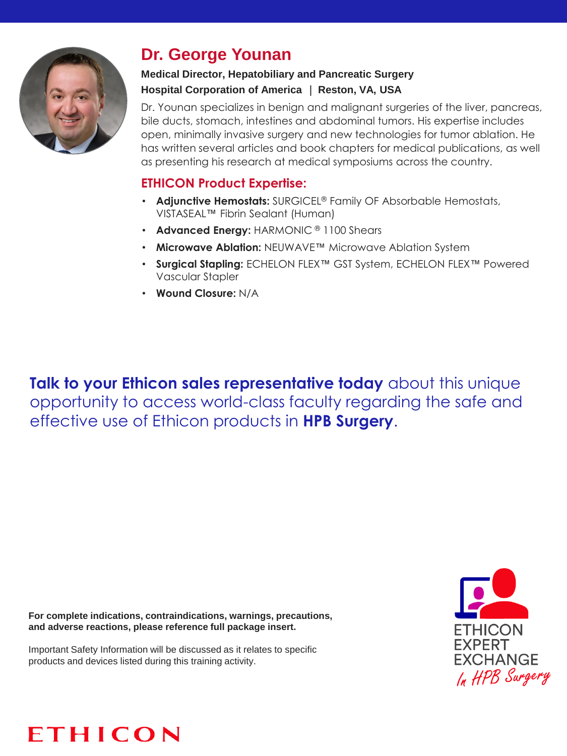## Dr. George Younan

**Medical Director, Hepatobiliary and Pancreatic Surgery**

**Hospital Corporation of America | Reston, VA, USA**

Dr. Younan specializes in benign and malignant surgeries of the liver, pancreas, bile ducts, stomach, intestines and abdominal tumors. His expertise includes open, minimally invasive surgery and new technologies for tumor ablation. He has written several articles and book chapters for medical publications, as well as presenting his research at medical symposiums across the country.

### ETHICON Product Expertise:

- **Adjunctive Hemostats:** SURGICEL® Family OF Absorbable Hemostats, VISTASEAL™ Fibrin Sealant (Human)
- **Advanced Energy:** HARMONIC ® 1100 Shears
- **Microwave Ablation:** NEUWAVE™ Microwave Ablation System
- **Surgical Stapling:** ECHELON FLEX™ GST System, ECHELON FLEX™ Powered Vascular Stapler
- **Wound Closure:** N/A

**Talk to your Ethicon sales representative today** about this unique opportunity to access world-class faculty regarding the safe and effective use of Ethicon products in **HPB Surgery**.

**For complete indications, contraindications, warnings, precautions, and adverse reactions, please reference full package insert.**

Important Safety Information will be discussed as it relates to specific products and devices listed during this training activity.

ETHICON EXPERT EXCHANGE *In HPB Surgery*

ETHICON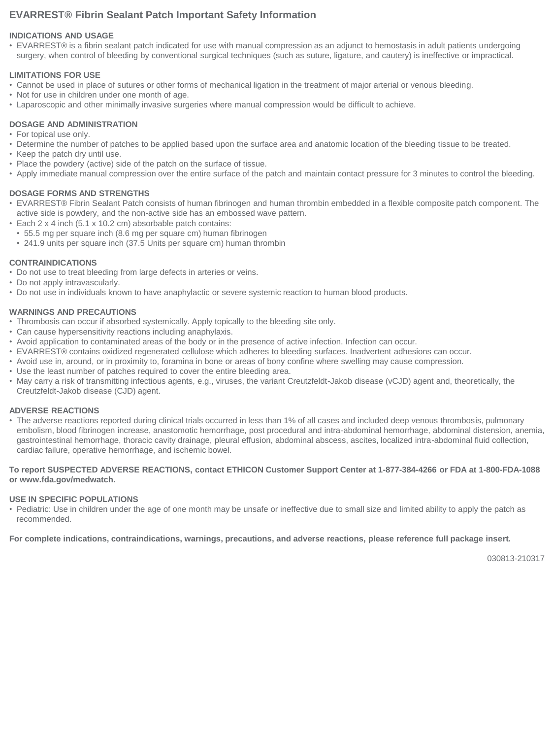# EVARREST® Fibrin Sealant Patch Important Safety Information

## INDICATIONS AND USAGE

- EVARREST® is a fibrin sealant patch indicated for use with manual compression as an adjunct to hemostasis in adult patients undergoing surgery, when control of bleeding by conventional surgical techniques (such as suture, ligature, and cautery) is ineffective or impractical.

## LIMITATIONS FOR USE

- Cannot be used in place of sutures or other forms of mechanical ligation in the treatment of major arterial or venous bleeding.
- Not for use in children under one month of age.
- Laparoscopic and other minimally invasive surgeries where manual compression would be difficult to achieve.

## DOSAGE AND ADMINISTRATION

- For topical use only.
- Determine the number of patches to be applied based upon the surface area and anatomic location of the bleeding tissue to be treated.
- Keep the patch dry until use.
- Place the powdery (active) side of the patch on the surface of tissue.
- Apply immediate manual compression over the entire surface of the patch and maintain contact pressure for 3 minutes to control the bleeding.

## DOSAGE FORMS AND STRENGTHS

- EVARREST® Fibrin Sealant Patch consists of human fibrinogen and human thrombin embedded in a flexible composite patch component. The active side is powdery, and the non-active side has an embossed wave pattern.
- Each 2 x 4 inch (5.1 x 10.2 cm) absorbable patch contains:
  - 55.5 mg per square inch (8.6 mg per square cm) human fibrinogen
  - 241.9 units per square inch (37.5 Units per square cm) human thrombin

## CONTRAINDICATIONS

- Do not use to treat bleeding from large defects in arteries or veins.
- Do not apply intravascularly.
- Do not use in individuals known to have anaphylactic or severe systemic reaction to human blood products.

## WARNINGS AND PRECAUTIONS

- Thrombosis can occur if absorbed systemically. Apply topically to the bleeding site only.
- Can cause hypersensitivity reactions including anaphylaxis.
- Avoid application to contaminated areas of the body or in the presence of active infection. Infection can occur.
- EVARREST® contains oxidized regenerated cellulose which adheres to bleeding surfaces. Inadvertent adhesions can occur.
- Avoid use in, around, or in proximity to, foramina in bone or areas of bony confine where swelling may cause compression.
- Use the least number of patches required to cover the entire bleeding area.
- May carry a risk of transmitting infectious agents, e.g., viruses, the variant Creutzfeldt-Jakob disease (vCJD) agent and, theoretically, the Creutzfeldt-Jakob disease (CJD) agent.

## ADVERSE REACTIONS

- The adverse reactions reported during clinical trials occurred in less than 1% of all cases and included deep venous thrombosis, pulmonary embolism, blood fibrinogen increase, anastomotic hemorrhage, post procedural and intra-abdominal hemorrhage, abdominal distension, anemia, gastrointestinal hemorrhage, thoracic cavity drainage, pleural effusion, abdominal abscess, ascites, localized intra-abdominal fluid collection, cardiac failure, operative hemorrhage, and ischemic bowel.

**To report SUSPECTED ADVERSE REACTIONS, contact ETHICON Customer Support Center at 1-877-384-4266 or FDA at 1-800-FDA-1088 or www.fda.gov/medwatch.**

## USE IN SPECIFIC POPULATIONS

- Pediatric: Use in children under the age of one month may be unsafe or ineffective due to small size and limited ability to apply the patch as recommended.

**For complete indications, contraindications, warnings, precautions, and adverse reactions, please reference full package insert.**

030813-210317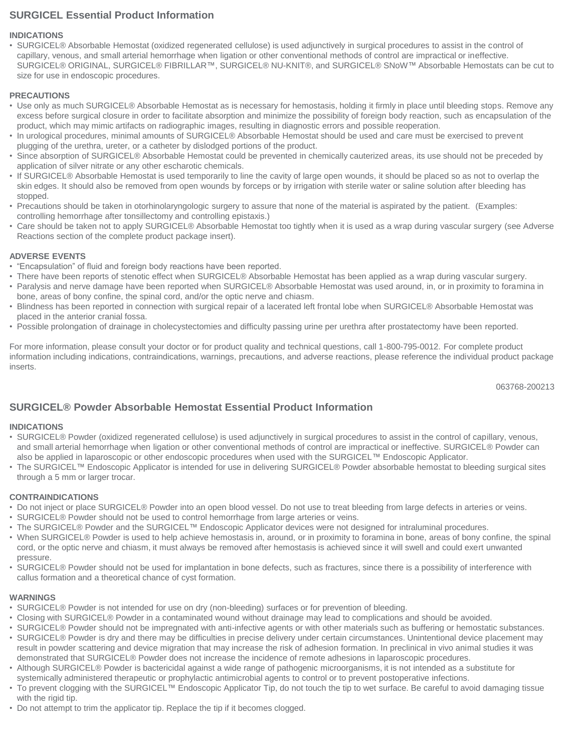## SURGICEL Essential Product Information

### INDICATIONS

- SURGICEL® Absorbable Hemostat (oxidized regenerated cellulose) is used adjunctively in surgical procedures to assist in the control of capillary, venous, and small arterial hemorrhage when ligation or other conventional methods of control are impractical or ineffective. SURGICEL® ORIGINAL, SURGICEL® FIBRILLAR™, SURGICEL® NU-KNIT®, and SURGICEL® SNoW™ Absorbable Hemostats can be cut to size for use in endoscopic procedures.

### PRECAUTIONS

- Use only as much SURGICEL® Absorbable Hemostat as is necessary for hemostasis, holding it firmly in place until bleeding stops. Remove any excess before surgical closure in order to facilitate absorption and minimize the possibility of foreign body reaction, such as encapsulation of the product, which may mimic artifacts on radiographic images, resulting in diagnostic errors and possible reoperation.
- In urological procedures, minimal amounts of SURGICEL® Absorbable Hemostat should be used and care must be exercised to prevent plugging of the urethra, ureter, or a catheter by dislodged portions of the product.
- Since absorption of SURGICEL® Absorbable Hemostat could be prevented in chemically cauterized areas, its use should not be preceded by application of silver nitrate or any other escharotic chemicals.
- If SURGICEL® Absorbable Hemostat is used temporarily to line the cavity of large open wounds, it should be placed so as not to overlap the skin edges. It should also be removed from open wounds by forceps or by irrigation with sterile water or saline solution after bleeding has stopped.
- Precautions should be taken in otorhinolaryngologic surgery to assure that none of the material is aspirated by the patient. (Examples: controlling hemorrhage after tonsillectomy and controlling epistaxis.)
- Care should be taken not to apply SURGICEL® Absorbable Hemostat too tightly when it is used as a wrap during vascular surgery (see Adverse Reactions section of the complete product package insert).

### ADVERSE EVENTS

- "Encapsulation" of fluid and foreign body reactions have been reported.
- There have been reports of stenotic effect when SURGICEL® Absorbable Hemostat has been applied as a wrap during vascular surgery.
- Paralysis and nerve damage have been reported when SURGICEL® Absorbable Hemostat was used around, in, or in proximity to foramina in bone, areas of bony confine, the spinal cord, and/or the optic nerve and chiasm.
- Blindness has been reported in connection with surgical repair of a lacerated left frontal lobe when SURGICEL® Absorbable Hemostat was placed in the anterior cranial fossa.
- Possible prolongation of drainage in cholecystectomies and difficulty passing urine per urethra after prostatectomy have been reported.

For more information, please consult your doctor or for product quality and technical questions, call 1-800-795-0012. For complete product information including indications, contraindications, warnings, precautions, and adverse reactions, please reference the individual product package inserts.

063768-200213

## SURGICEL® Powder Absorbable Hemostat Essential Product Information

### INDICATIONS

- SURGICEL® Powder (oxidized regenerated cellulose) is used adjunctively in surgical procedures to assist in the control of capillary, venous, and small arterial hemorrhage when ligation or other conventional methods of control are impractical or ineffective. SURGICEL® Powder can also be applied in laparoscopic or other endoscopic procedures when used with the SURGICEL™ Endoscopic Applicator.
- The SURGICEL™ Endoscopic Applicator is intended for use in delivering SURGICEL® Powder absorbable hemostat to bleeding surgical sites through a 5 mm or larger trocar.

### CONTRAINDICATIONS

- Do not inject or place SURGICEL® Powder into an open blood vessel. Do not use to treat bleeding from large defects in arteries or veins.
- SURGICEL® Powder should not be used to control hemorrhage from large arteries or veins.
- The SURGICEL® Powder and the SURGICEL™ Endoscopic Applicator devices were not designed for intraluminal procedures.
- When SURGICEL® Powder is used to help achieve hemostasis in, around, or in proximity to foramina in bone, areas of bony confine, the spinal cord, or the optic nerve and chiasm, it must always be removed after hemostasis is achieved since it will swell and could exert unwanted pressure.
- SURGICEL® Powder should not be used for implantation in bone defects, such as fractures, since there is a possibility of interference with callus formation and a theoretical chance of cyst formation.

### WARNINGS

- SURGICEL® Powder is not intended for use on dry (non-bleeding) surfaces or for prevention of bleeding.
- Closing with SURGICEL® Powder in a contaminated wound without drainage may lead to complications and should be avoided.
- SURGICEL® Powder should not be impregnated with anti-infective agents or with other materials such as buffering or hemostatic substances.
- SURGICEL® Powder is dry and there may be difficulties in precise delivery under certain circumstances. Unintentional device placement may result in powder scattering and device migration that may increase the risk of adhesion formation. In preclinical in vivo animal studies it was demonstrated that SURGICEL® Powder does not increase the incidence of remote adhesions in laparoscopic procedures.
- Although SURGICEL® Powder is bactericidal against a wide range of pathogenic microorganisms, it is not intended as a substitute for systemically administered therapeutic or prophylactic antimicrobial agents to control or to prevent postoperative infections.
- To prevent clogging with the SURGICEL™ Endoscopic Applicator Tip, do not touch the tip to wet surface. Be careful to avoid damaging tissue with the rigid tip.
- Do not attempt to trim the applicator tip. Replace the tip if it becomes clogged.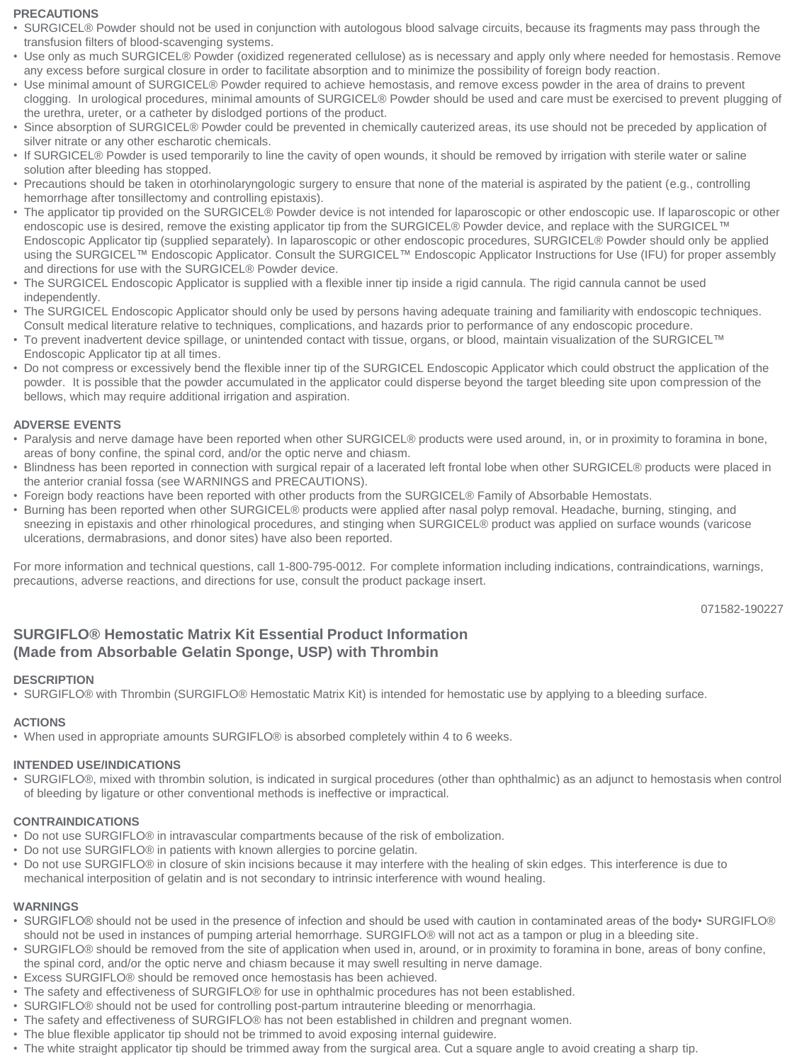**PRECAUTIONS**

- SURGICEL® Powder should not be used in conjunction with autologous blood salvage circuits, because its fragments may pass through the transfusion filters of blood-scavenging systems.
- Use only as much SURGICEL® Powder (oxidized regenerated cellulose) as is necessary and apply only where needed for hemostasis. Remove any excess before surgical closure in order to facilitate absorption and to minimize the possibility of foreign body reaction.
- Use minimal amount of SURGICEL® Powder required to achieve hemostasis, and remove excess powder in the area of drains to prevent clogging. In urological procedures, minimal amounts of SURGICEL® Powder should be used and care must be exercised to prevent plugging of the urethra, ureter, or a catheter by dislodged portions of the product.
- Since absorption of SURGICEL® Powder could be prevented in chemically cauterized areas, its use should not be preceded by application of silver nitrate or any other escharotic chemicals.
- If SURGICEL® Powder is used temporarily to line the cavity of open wounds, it should be removed by irrigation with sterile water or saline solution after bleeding has stopped.
- Precautions should be taken in otorhinolaryngologic surgery to ensure that none of the material is aspirated by the patient (e.g., controlling hemorrhage after tonsillectomy and controlling epistaxis).
- The applicator tip provided on the SURGICEL® Powder device is not intended for laparoscopic or other endoscopic use. If laparoscopic or other endoscopic use is desired, remove the existing applicator tip from the SURGICEL® Powder device, and replace with the SURGICEL™ Endoscopic Applicator tip (supplied separately). In laparoscopic or other endoscopic procedures, SURGICEL® Powder should only be applied using the SURGICEL™ Endoscopic Applicator. Consult the SURGICEL™ Endoscopic Applicator Instructions for Use (IFU) for proper assembly and directions for use with the SURGICEL® Powder device.
- The SURGICEL Endoscopic Applicator is supplied with a flexible inner tip inside a rigid cannula. The rigid cannula cannot be used independently.
- The SURGICEL Endoscopic Applicator should only be used by persons having adequate training and familiarity with endoscopic techniques. Consult medical literature relative to techniques, complications, and hazards prior to performance of any endoscopic procedure.
- To prevent inadvertent device spillage, or unintended contact with tissue, organs, or blood, maintain visualization of the SURGICEL™ Endoscopic Applicator tip at all times.
- Do not compress or excessively bend the flexible inner tip of the SURGICEL Endoscopic Applicator which could obstruct the application of the powder. It is possible that the powder accumulated in the applicator could disperse beyond the target bleeding site upon compression of the bellows, which may require additional irrigation and aspiration.

**ADVERSE EVENTS**

- Paralysis and nerve damage have been reported when other SURGICEL® products were used around, in, or in proximity to foramina in bone, areas of bony confine, the spinal cord, and/or the optic nerve and chiasm.
- Blindness has been reported in connection with surgical repair of a lacerated left frontal lobe when other SURGICEL® products were placed in the anterior cranial fossa (see WARNINGS and PRECAUTIONS).
- Foreign body reactions have been reported with other products from the SURGICEL® Family of Absorbable Hemostats.
- Burning has been reported when other SURGICEL® products were applied after nasal polyp removal. Headache, burning, stinging, and sneezing in epistaxis and other rhinological procedures, and stinging when SURGICEL® product was applied on surface wounds (varicose ulcerations, dermabrasions, and donor sites) have also been reported.

For more information and technical questions, call 1-800-795-0012. For complete information including indications, contraindications, warnings, precautions, adverse reactions, and directions for use, consult the product package insert.

071582-190227

## SURGIFLO® Hemostatic Matrix Kit Essential Product Information (Made from Absorbable Gelatin Sponge, USP) with Thrombin

**DESCRIPTION**

- SURGIFLO® with Thrombin (SURGIFLO® Hemostatic Matrix Kit) is intended for hemostatic use by applying to a bleeding surface.

**ACTIONS**

- When used in appropriate amounts SURGIFLO® is absorbed completely within 4 to 6 weeks.

**INTENDED USE/INDICATIONS**

- SURGIFLO®, mixed with thrombin solution, is indicated in surgical procedures (other than ophthalmic) as an adjunct to hemostasis when control of bleeding by ligature or other conventional methods is ineffective or impractical.

**CONTRAINDICATIONS**

- Do not use SURGIFLO® in intravascular compartments because of the risk of embolization.
- Do not use SURGIFLO® in patients with known allergies to porcine gelatin.
- Do not use SURGIFLO® in closure of skin incisions because it may interfere with the healing of skin edges. This interference is due to mechanical interposition of gelatin and is not secondary to intrinsic interference with wound healing.

**WARNINGS**

- SURGIFLO® should not be used in the presence of infection and should be used with caution in contaminated areas of the body• SURGIFLO® should not be used in instances of pumping arterial hemorrhage. SURGIFLO® will not act as a tampon or plug in a bleeding site.
- SURGIFLO® should be removed from the site of application when used in, around, or in proximity to foramina in bone, areas of bony confine, the spinal cord, and/or the optic nerve and chiasm because it may swell resulting in nerve damage.
- Excess SURGIFLO® should be removed once hemostasis has been achieved.
- The safety and effectiveness of SURGIFLO® for use in ophthalmic procedures has not been established.
- SURGIFLO® should not be used for controlling post-partum intrauterine bleeding or menorrhagia.
- The safety and effectiveness of SURGIFLO® has not been established in children and pregnant women.
- The blue flexible applicator tip should not be trimmed to avoid exposing internal guidewire.
- The white straight applicator tip should be trimmed away from the surgical area. Cut a square angle to avoid creating a sharp tip.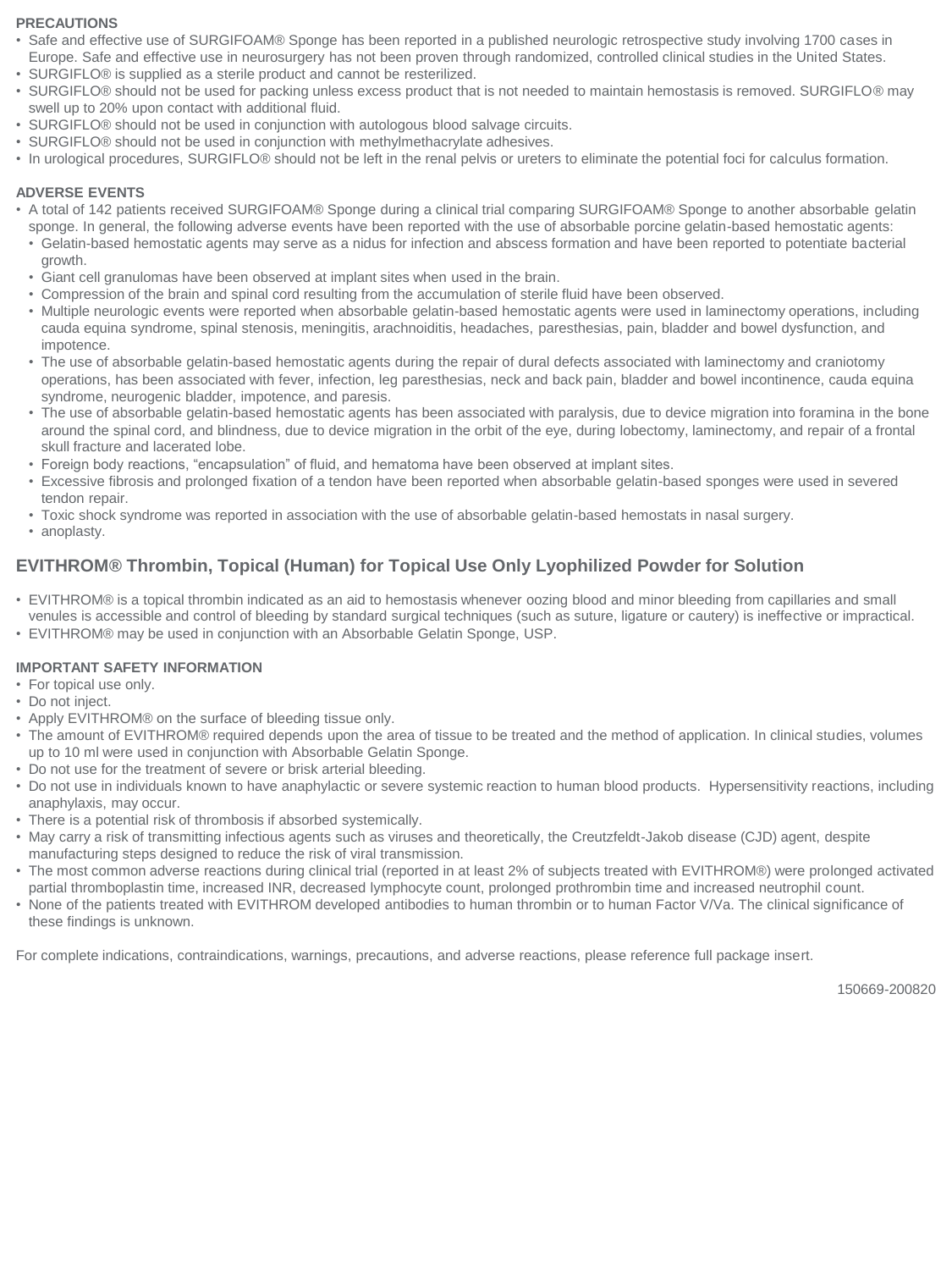**PRECAUTIONS**

- Safe and effective use of SURGIFOAM® Sponge has been reported in a published neurologic retrospective study involving 1700 cases in Europe. Safe and effective use in neurosurgery has not been proven through randomized, controlled clinical studies in the United States.
- SURGIFLO® is supplied as a sterile product and cannot be resterilized.
- SURGIFLO® should not be used for packing unless excess product that is not needed to maintain hemostasis is removed. SURGIFLO® may swell up to 20% upon contact with additional fluid.
- SURGIFLO® should not be used in conjunction with autologous blood salvage circuits.
- SURGIFLO® should not be used in conjunction with methylmethacrylate adhesives.
- In urological procedures, SURGIFLO® should not be left in the renal pelvis or ureters to eliminate the potential foci for calculus formation.

**ADVERSE EVENTS**

- A total of 142 patients received SURGIFOAM® Sponge during a clinical trial comparing SURGIFOAM® Sponge to another absorbable gelatin sponge. In general, the following adverse events have been reported with the use of absorbable porcine gelatin-based hemostatic agents:
  - Gelatin-based hemostatic agents may serve as a nidus for infection and abscess formation and have been reported to potentiate bacterial growth.
  - Giant cell granulomas have been observed at implant sites when used in the brain.
  - Compression of the brain and spinal cord resulting from the accumulation of sterile fluid have been observed.
  - Multiple neurologic events were reported when absorbable gelatin-based hemostatic agents were used in laminectomy operations, including cauda equina syndrome, spinal stenosis, meningitis, arachnoiditis, headaches, paresthesias, pain, bladder and bowel dysfunction, and impotence.
  - The use of absorbable gelatin-based hemostatic agents during the repair of dural defects associated with laminectomy and craniotomy operations, has been associated with fever, infection, leg paresthesias, neck and back pain, bladder and bowel incontinence, cauda equina syndrome, neurogenic bladder, impotence, and paresis.
  - The use of absorbable gelatin-based hemostatic agents has been associated with paralysis, due to device migration into foramina in the bone around the spinal cord, and blindness, due to device migration in the orbit of the eye, during lobectomy, laminectomy, and repair of a frontal skull fracture and lacerated lobe.
  - Foreign body reactions, "encapsulation" of fluid, and hematoma have been observed at implant sites.
  - Excessive fibrosis and prolonged fixation of a tendon have been reported when absorbable gelatin-based sponges were used in severed tendon repair.
  - Toxic shock syndrome was reported in association with the use of absorbable gelatin-based hemostats in nasal surgery.
  - anoplasty.

## EVITHROM® Thrombin, Topical (Human) for Topical Use Only Lyophilized Powder for Solution

- EVITHROM® is a topical thrombin indicated as an aid to hemostasis whenever oozing blood and minor bleeding from capillaries and small venules is accessible and control of bleeding by standard surgical techniques (such as suture, ligature or cautery) is ineffective or impractical.
- EVITHROM® may be used in conjunction with an Absorbable Gelatin Sponge, USP.

**IMPORTANT SAFETY INFORMATION**

- For topical use only.
- Do not inject.
- Apply EVITHROM® on the surface of bleeding tissue only.
- The amount of EVITHROM® required depends upon the area of tissue to be treated and the method of application. In clinical studies, volumes up to 10 ml were used in conjunction with Absorbable Gelatin Sponge.
- Do not use for the treatment of severe or brisk arterial bleeding.
- Do not use in individuals known to have anaphylactic or severe systemic reaction to human blood products. Hypersensitivity reactions, including anaphylaxis, may occur.
- There is a potential risk of thrombosis if absorbed systemically.
- May carry a risk of transmitting infectious agents such as viruses and theoretically, the Creutzfeldt-Jakob disease (CJD) agent, despite manufacturing steps designed to reduce the risk of viral transmission.
- The most common adverse reactions during clinical trial (reported in at least 2% of subjects treated with EVITHROM®) were prolonged activated partial thromboplastin time, increased INR, decreased lymphocyte count, prolonged prothrombin time and increased neutrophil count.
- None of the patients treated with EVITHROM developed antibodies to human thrombin or to human Factor V/Va. The clinical significance of these findings is unknown.

For complete indications, contraindications, warnings, precautions, and adverse reactions, please reference full package insert.

150669-200820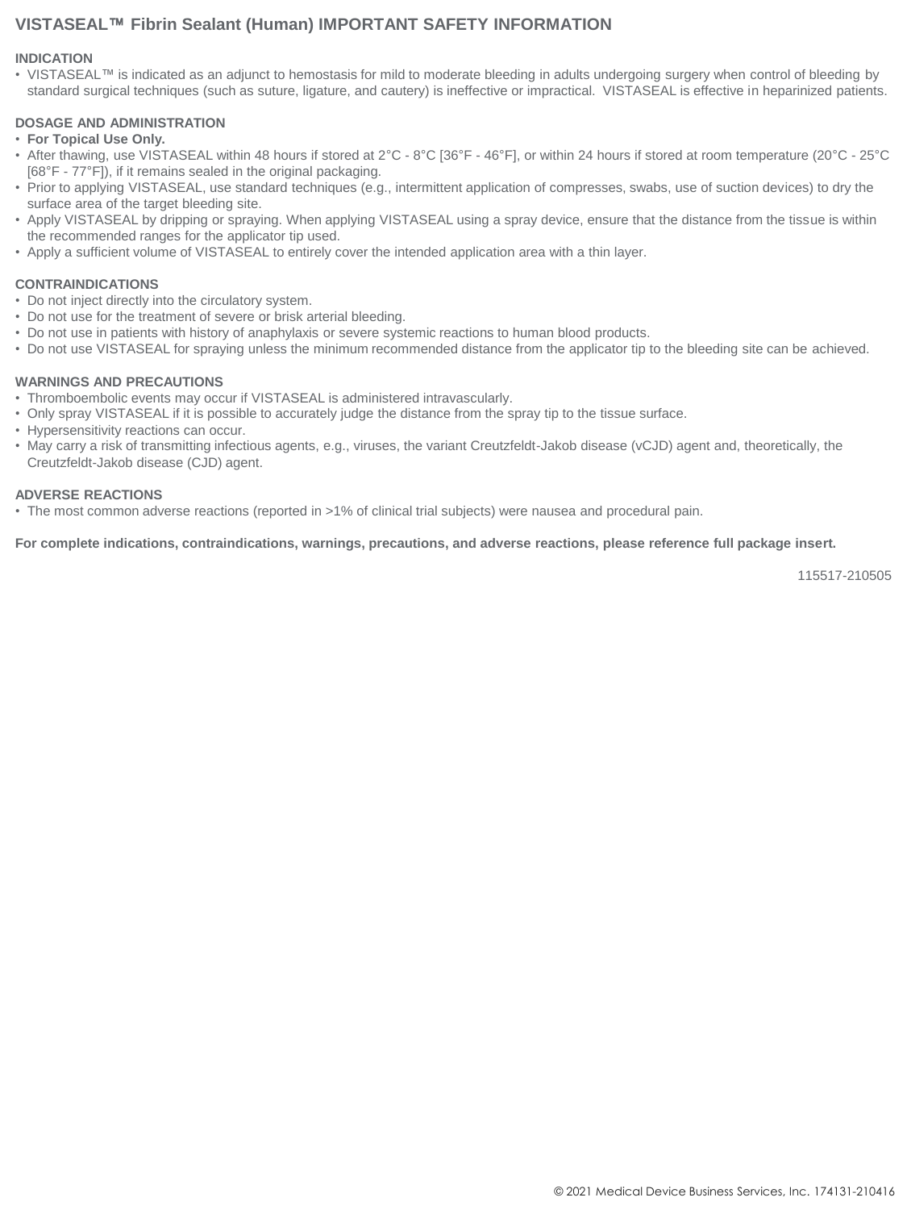# VISTASEAL™ Fibrin Sealant (Human) IMPORTANT SAFETY INFORMATION

## INDICATION

- VISTASEAL™ is indicated as an adjunct to hemostasis for mild to moderate bleeding in adults undergoing surgery when control of bleeding by standard surgical techniques (such as suture, ligature, and cautery) is ineffective or impractical. VISTASEAL is effective in heparinized patients.

## DOSAGE AND ADMINISTRATION

- **For Topical Use Only.**
- After thawing, use VISTASEAL within 48 hours if stored at 2°C - 8°C [36°F - 46°F], or within 24 hours if stored at room temperature (20°C - 25°C [68°F - 77°F]), if it remains sealed in the original packaging.
- Prior to applying VISTASEAL, use standard techniques (e.g., intermittent application of compresses, swabs, use of suction devices) to dry the surface area of the target bleeding site.
- Apply VISTASEAL by dripping or spraying. When applying VISTASEAL using a spray device, ensure that the distance from the tissue is within the recommended ranges for the applicator tip used.
- Apply a sufficient volume of VISTASEAL to entirely cover the intended application area with a thin layer.

## CONTRAINDICATIONS

- Do not inject directly into the circulatory system.
- Do not use for the treatment of severe or brisk arterial bleeding.
- Do not use in patients with history of anaphylaxis or severe systemic reactions to human blood products.
- Do not use VISTASEAL for spraying unless the minimum recommended distance from the applicator tip to the bleeding site can be achieved.

## WARNINGS AND PRECAUTIONS

- Thromboembolic events may occur if VISTASEAL is administered intravascularly.
- Only spray VISTASEAL if it is possible to accurately judge the distance from the spray tip to the tissue surface.
- Hypersensitivity reactions can occur.
- May carry a risk of transmitting infectious agents, e.g., viruses, the variant Creutzfeldt-Jakob disease (vCJD) agent and, theoretically, the Creutzfeldt-Jakob disease (CJD) agent.

## ADVERSE REACTIONS

- The most common adverse reactions (reported in >1% of clinical trial subjects) were nausea and procedural pain.

**For complete indications, contraindications, warnings, precautions, and adverse reactions, please reference full package insert.**

115517-210505

© 2021 Medical Device Business Services, Inc. 174131-210416